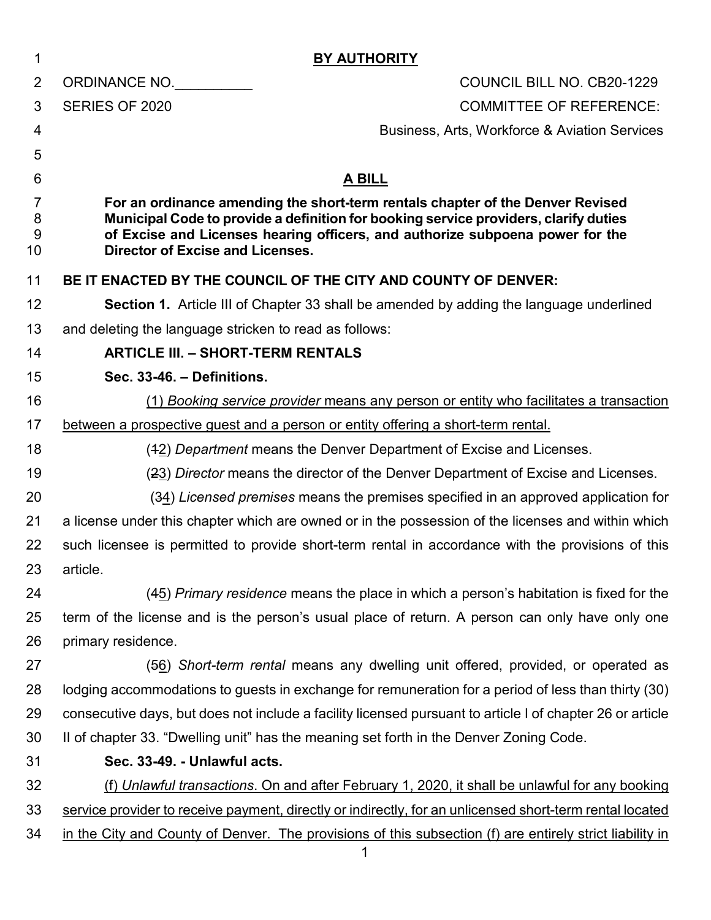**BY AUTHORITY**

ORDINANCE NO.__________ COUNCIL BILL NO. CB20-1229

SERIES OF 2020 COMMITTEE OF REFERENCE:

Business, Arts, Workforce & Aviation Services

## A BILL

**For an ordinance amending the short-term rentals chapter of the Denver Revised Municipal Code to provide a definition for booking service providers, clarify duties of Excise and Licenses hearing officers, and authorize subpoena power for the Director of Excise and Licenses.**

**BE IT ENACTED BY THE COUNCIL OF THE CITY AND COUNTY OF DENVER:**

**Section 1.** Article III of Chapter 33 shall be amended by adding the language underlined and deleting the language stricken to read as follows:

**ARTICLE III. – SHORT-TERM RENTALS**

**Sec. 33-46. – Definitions.**

<u>(1) *Booking service provider* means any person or entity who facilitates a transaction between a prospective guest and a person or entity offering a short-term rental.</u>

(~~1~~<u>2</u>) *Department* means the Denver Department of Excise and Licenses.

(~~2~~<u>3</u>) *Director* means the director of the Denver Department of Excise and Licenses.

(~~3~~<u>4</u>) *Licensed premises* means the premises specified in an approved application for a license under this chapter which are owned or in the possession of the licenses and within which such licensee is permitted to provide short-term rental in accordance with the provisions of this article.

(~~4~~<u>5</u>) *Primary residence* means the place in which a person's habitation is fixed for the term of the license and is the person's usual place of return. A person can only have only one primary residence.

(~~5~~<u>6</u>) *Short-term rental* means any dwelling unit offered, provided, or operated as lodging accommodations to guests in exchange for remuneration for a period of less than thirty (30) consecutive days, but does not include a facility licensed pursuant to article I of chapter 26 or article II of chapter 33. "Dwelling unit" has the meaning set forth in the Denver Zoning Code.

**Sec. 33-49. - Unlawful acts.**

<u>(f) *Unlawful transactions*. On and after February 1, 2020, it shall be unlawful for any booking service provider to receive payment, directly or indirectly, for an unlicensed short-term rental located in the City and County of Denver. The provisions of this subsection (f) are entirely strict liability in</u>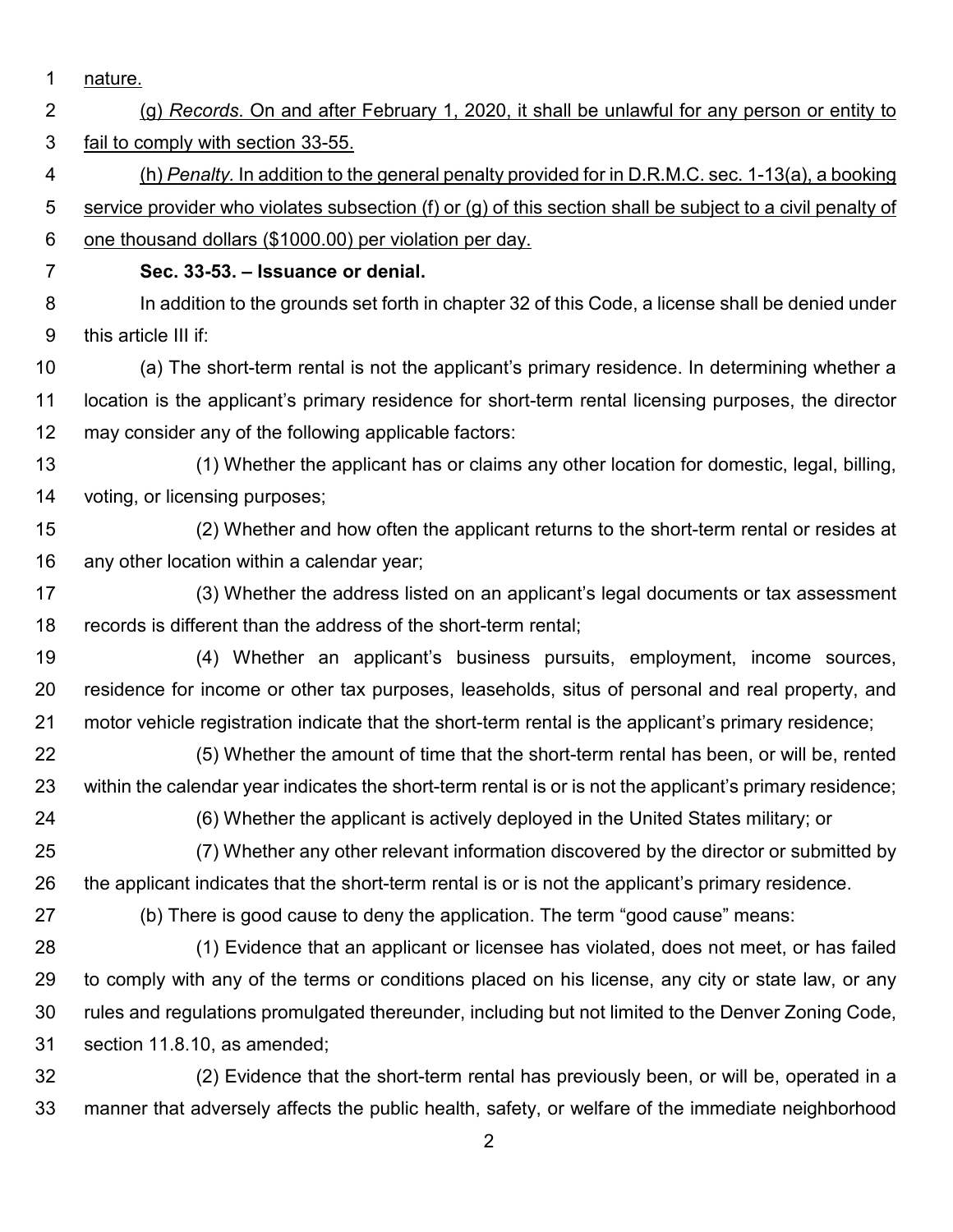nature.

(g) *Records.* On and after February 1, 2020, it shall be unlawful for any person or entity to fail to comply with section 33-55.

(h) *Penalty.* In addition to the general penalty provided for in D.R.M.C. sec. 1-13(a), a booking service provider who violates subsection (f) or (g) of this section shall be subject to a civil penalty of one thousand dollars ($1000.00) per violation per day.

**Sec. 33-53. – Issuance or denial.**

In addition to the grounds set forth in chapter 32 of this Code, a license shall be denied under this article III if:

(a) The short-term rental is not the applicant's primary residence. In determining whether a location is the applicant's primary residence for short-term rental licensing purposes, the director may consider any of the following applicable factors:

(1) Whether the applicant has or claims any other location for domestic, legal, billing, voting, or licensing purposes;

(2) Whether and how often the applicant returns to the short-term rental or resides at any other location within a calendar year;

(3) Whether the address listed on an applicant's legal documents or tax assessment records is different than the address of the short-term rental;

(4) Whether an applicant's business pursuits, employment, income sources, residence for income or other tax purposes, leaseholds, situs of personal and real property, and motor vehicle registration indicate that the short-term rental is the applicant's primary residence;

(5) Whether the amount of time that the short-term rental has been, or will be, rented within the calendar year indicates the short-term rental is or is not the applicant's primary residence;

(6) Whether the applicant is actively deployed in the United States military; or

(7) Whether any other relevant information discovered by the director or submitted by the applicant indicates that the short-term rental is or is not the applicant's primary residence.

(b) There is good cause to deny the application. The term "good cause" means:

(1) Evidence that an applicant or licensee has violated, does not meet, or has failed to comply with any of the terms or conditions placed on his license, any city or state law, or any rules and regulations promulgated thereunder, including but not limited to the Denver Zoning Code, section 11.8.10, as amended;

(2) Evidence that the short-term rental has previously been, or will be, operated in a manner that adversely affects the public health, safety, or welfare of the immediate neighborhood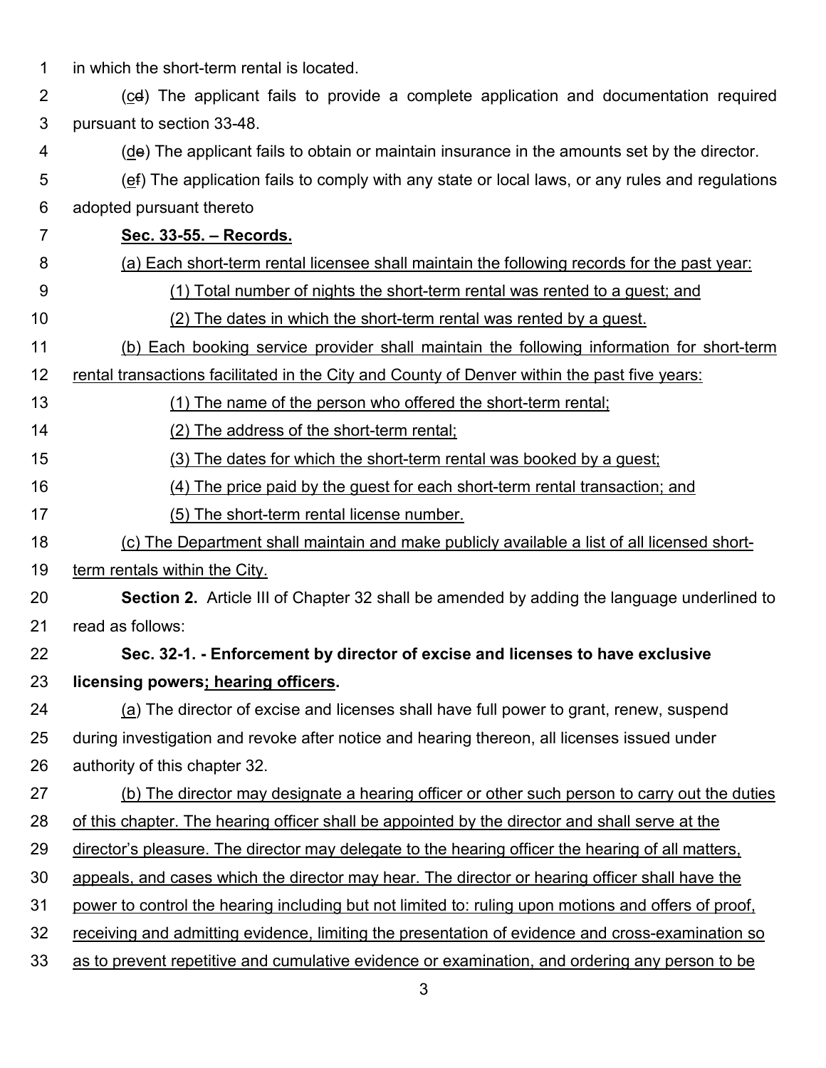in which the short-term rental is located.

(cd) The applicant fails to provide a complete application and documentation required pursuant to section 33-48.

(de) The applicant fails to obtain or maintain insurance in the amounts set by the director.

(ef) The application fails to comply with any state or local laws, or any rules and regulations adopted pursuant thereto

**Sec. 33-55. – Records.**

(a) Each short-term rental licensee shall maintain the following records for the past year:

(1) Total number of nights the short-term rental was rented to a guest; and

(2) The dates in which the short-term rental was rented by a guest.

(b) Each booking service provider shall maintain the following information for short-term rental transactions facilitated in the City and County of Denver within the past five years:

(1) The name of the person who offered the short-term rental;

(2) The address of the short-term rental;

(3) The dates for which the short-term rental was booked by a guest;

(4) The price paid by the guest for each short-term rental transaction; and

(5) The short-term rental license number.

(c) The Department shall maintain and make publicly available a list of all licensed short-term rentals within the City.

**Section 2.** Article III of Chapter 32 shall be amended by adding the language underlined to read as follows:

**Sec. 32-1. - Enforcement by director of excise and licenses to have exclusive licensing powers; hearing officers.**

(a) The director of excise and licenses shall have full power to grant, renew, suspend during investigation and revoke after notice and hearing thereon, all licenses issued under authority of this chapter 32.

(b) The director may designate a hearing officer or other such person to carry out the duties of this chapter. The hearing officer shall be appointed by the director and shall serve at the director's pleasure. The director may delegate to the hearing officer the hearing of all matters, appeals, and cases which the director may hear. The director or hearing officer shall have the power to control the hearing including but not limited to: ruling upon motions and offers of proof, receiving and admitting evidence, limiting the presentation of evidence and cross-examination so as to prevent repetitive and cumulative evidence or examination, and ordering any person to be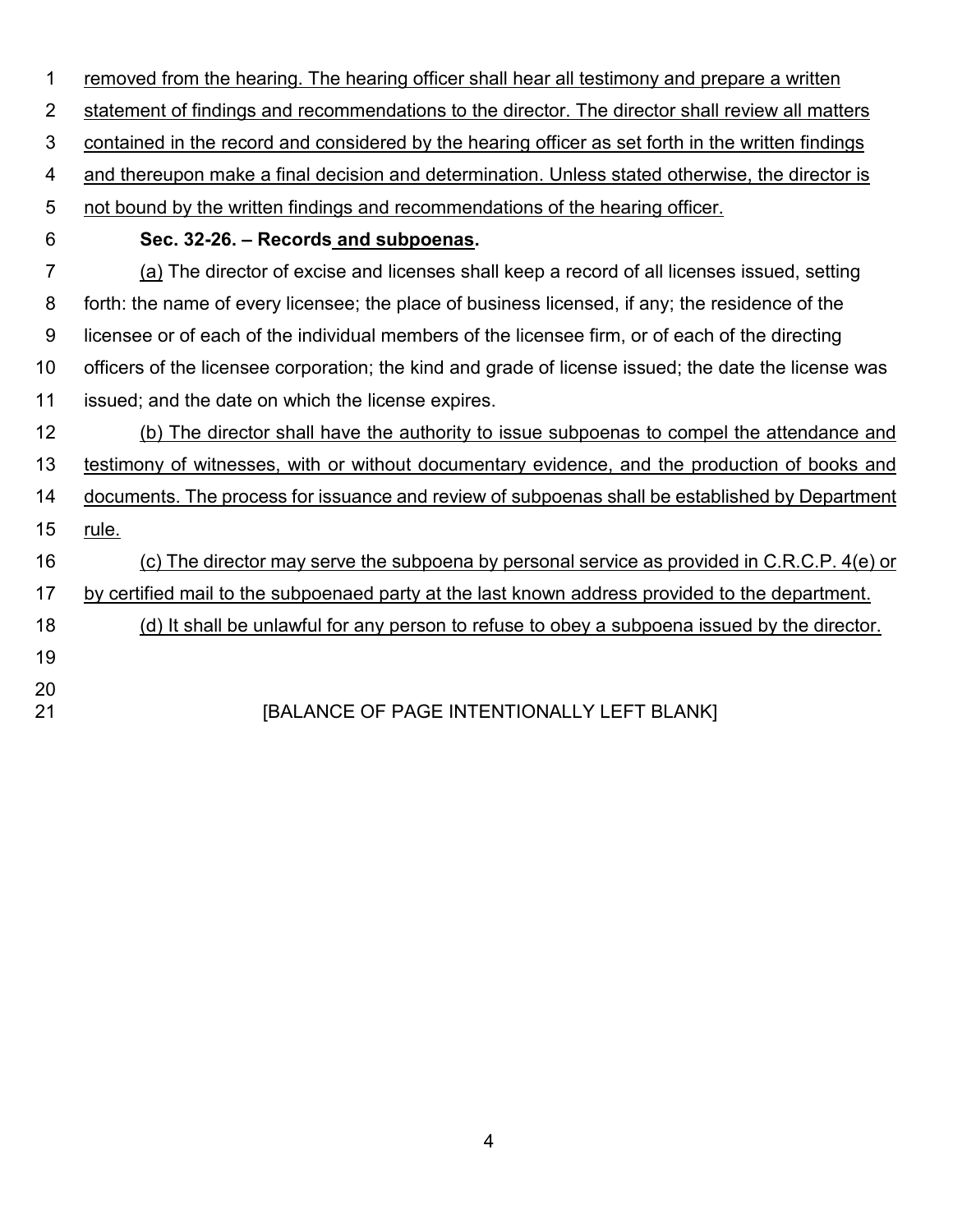removed from the hearing. The hearing officer shall hear all testimony and prepare a written statement of findings and recommendations to the director. The director shall review all matters contained in the record and considered by the hearing officer as set forth in the written findings and thereupon make a final decision and determination. Unless stated otherwise, the director is not bound by the written findings and recommendations of the hearing officer.

**Sec. 32-26. – Records and subpoenas.**

(a) The director of excise and licenses shall keep a record of all licenses issued, setting forth: the name of every licensee; the place of business licensed, if any; the residence of the licensee or of each of the individual members of the licensee firm, or of each of the directing officers of the licensee corporation; the kind and grade of license issued; the date the license was issued; and the date on which the license expires.

(b) The director shall have the authority to issue subpoenas to compel the attendance and testimony of witnesses, with or without documentary evidence, and the production of books and documents. The process for issuance and review of subpoenas shall be established by Department rule.

(c) The director may serve the subpoena by personal service as provided in C.R.C.P. 4(e) or by certified mail to the subpoenaed party at the last known address provided to the department.

(d) It shall be unlawful for any person to refuse to obey a subpoena issued by the director.

[BALANCE OF PAGE INTENTIONALLY LEFT BLANK]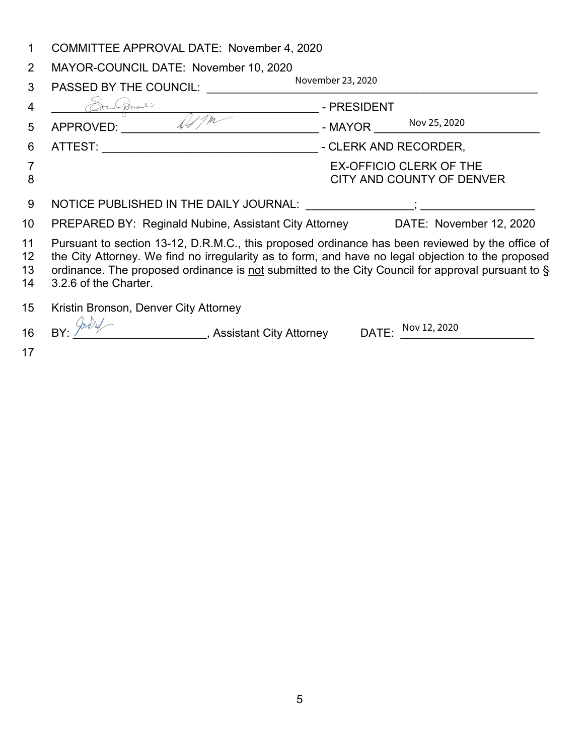1 COMMITTEE APPROVAL DATE: November 4, 2020

2 MAYOR-COUNCIL DATE: November 10, 2020

3 PASSED BY THE COUNCIL: November 23, 2020

4 ________________________________________ - PRESIDENT

5 APPROVED: ______________________________ - MAYOR Nov 25, 2020

6 ATTEST: ________________________________ - CLERK AND RECORDER,

7 EX-OFFICIO CLERK OF THE

8 CITY AND COUNTY OF DENVER

9 NOTICE PUBLISHED IN THE DAILY JOURNAL: ________________; ________________

10 PREPARED BY: Reginald Nubine, Assistant City Attorney DATE: November 12, 2020

11 Pursuant to section 13-12, D.R.M.C., this proposed ordinance has been reviewed by the office of
12 the City Attorney. We find no irregularity as to form, and have no legal objection to the proposed
13 ordinance. The proposed ordinance is not submitted to the City Council for approval pursuant to §
14 3.2.6 of the Charter.

15 Kristin Bronson, Denver City Attorney

16 BY: ____________________, Assistant City Attorney DATE: Nov 12, 2020

17